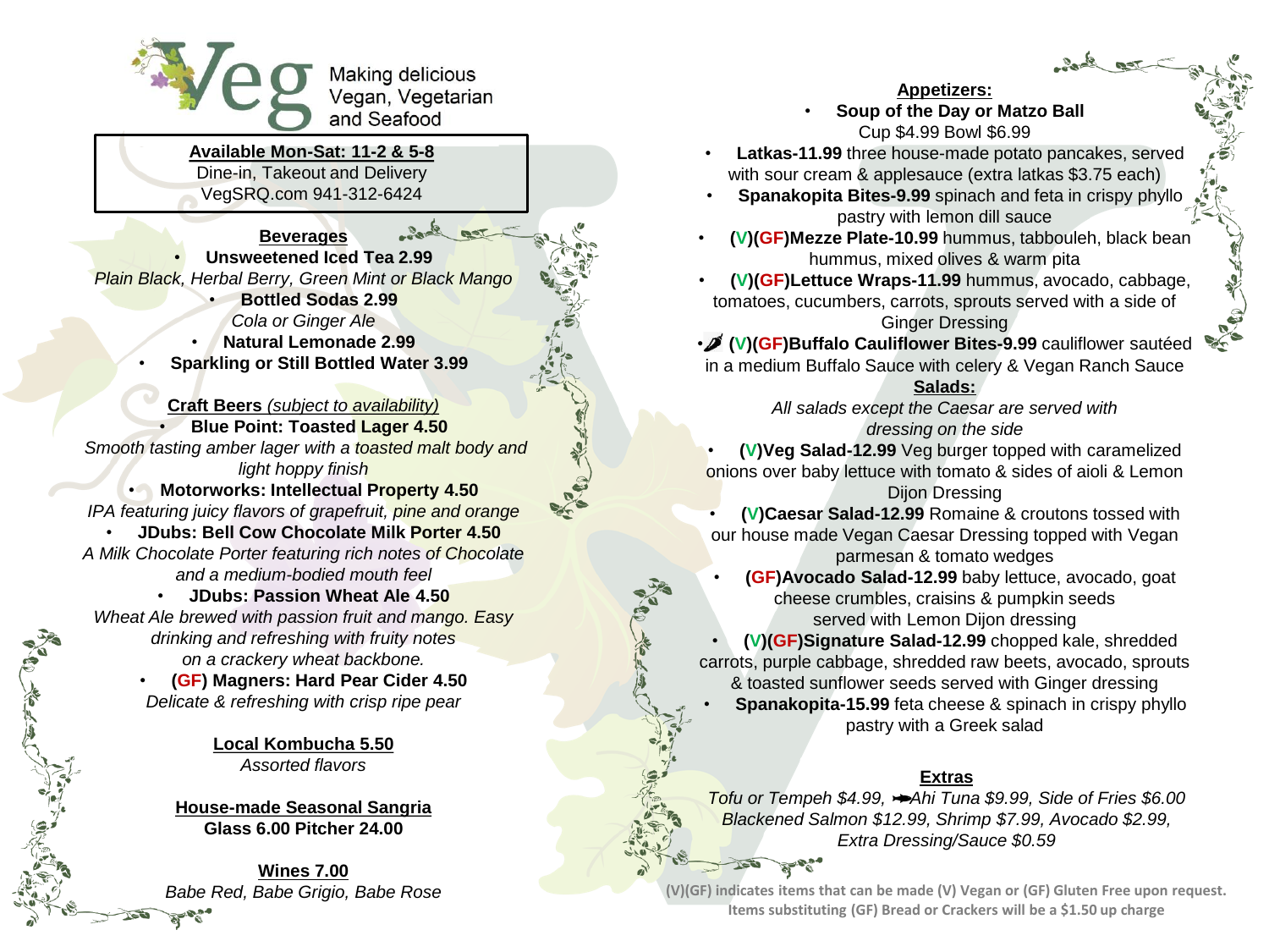# Veg

Making delicious Vegan, Vegetarian and Seafood

**Available Mon-Sat: 11-2 & 5-8**
Dine-in, Takeout and Delivery
VegSRQ.com 941-312-6424

## Beverages

- **Unsweetened Iced Tea 2.99**
  *Plain Black, Herbal Berry, Green Mint or Black Mango*
- **Bottled Sodas 2.99**
  *Cola or Ginger Ale*
- **Natural Lemonade 2.99**
- **Sparkling or Still Bottled Water 3.99**

## Craft Beers *(subject to availability)*

- **Blue Point: Toasted Lager 4.50**
  *Smooth tasting amber lager with a toasted malt body and light hoppy finish*
- **Motorworks: Intellectual Property 4.50**
  *IPA featuring juicy flavors of grapefruit, pine and orange*
- **JDubs: Bell Cow Chocolate Milk Porter 4.50**
  *A Milk Chocolate Porter featuring rich notes of Chocolate and a medium-bodied mouth feel*
- **JDubs: Passion Wheat Ale 4.50**
  *Wheat Ale brewed with passion fruit and mango. Easy drinking and refreshing with fruity notes on a crackery wheat backbone.*
- **(GF) Magners: Hard Pear Cider 4.50**
  *Delicate & refreshing with crisp ripe pear*

## Local Kombucha 5.50

*Assorted flavors*

## House-made Seasonal Sangria

**Glass 6.00 Pitcher 24.00**

## Wines 7.00

*Babe Red, Babe Grigio, Babe Rose*

## Appetizers:

- **Soup of the Day or Matzo Ball**
  Cup $4.99 Bowl $6.99
- **Latkas-11.99** three house-made potato pancakes, served with sour cream & applesauce (extra latkas $3.75 each)
- **Spanakopita Bites-9.99** spinach and feta in crispy phyllo pastry with lemon dill sauce
- **(V)(GF)Mezze Plate-10.99** hummus, tabbouleh, black bean hummus, mixed olives & warm pita
- **(V)(GF)Lettuce Wraps-11.99** hummus, avocado, cabbage, tomatoes, cucumbers, carrots, sprouts served with a side of Ginger Dressing
- **(V)(GF)Buffalo Cauliflower Bites-9.99** cauliflower sautéed in a medium Buffalo Sauce with celery & Vegan Ranch Sauce

## Salads:

*All salads except the Caesar are served with dressing on the side*

- **(V)Veg Salad-12.99** Veg burger topped with caramelized onions over baby lettuce with tomato & sides of aioli & Lemon Dijon Dressing
- **(V)Caesar Salad-12.99** Romaine & croutons tossed with our house made Vegan Caesar Dressing topped with Vegan parmesan & tomato wedges
- **(GF)Avocado Salad-12.99** baby lettuce, avocado, goat cheese crumbles, craisins & pumpkin seeds served with Lemon Dijon dressing
- **(V)(GF)Signature Salad-12.99** chopped kale, shredded carrots, purple cabbage, shredded raw beets, avocado, sprouts & toasted sunflower seeds served with Ginger dressing
- **Spanakopita-15.99** feta cheese & spinach in crispy phyllo pastry with a Greek salad

## Extras

*Tofu or Tempeh $4.99, Ahi Tuna $9.99, Side of Fries $6.00 Blackened Salmon $12.99, Shrimp $7.99, Avocado $2.99, Extra Dressing/Sauce $0.59*

**(V)(GF) indicates items that can be made (V) Vegan or (GF) Gluten Free upon request. Items substituting (GF) Bread or Crackers will be a $1.50 up charge**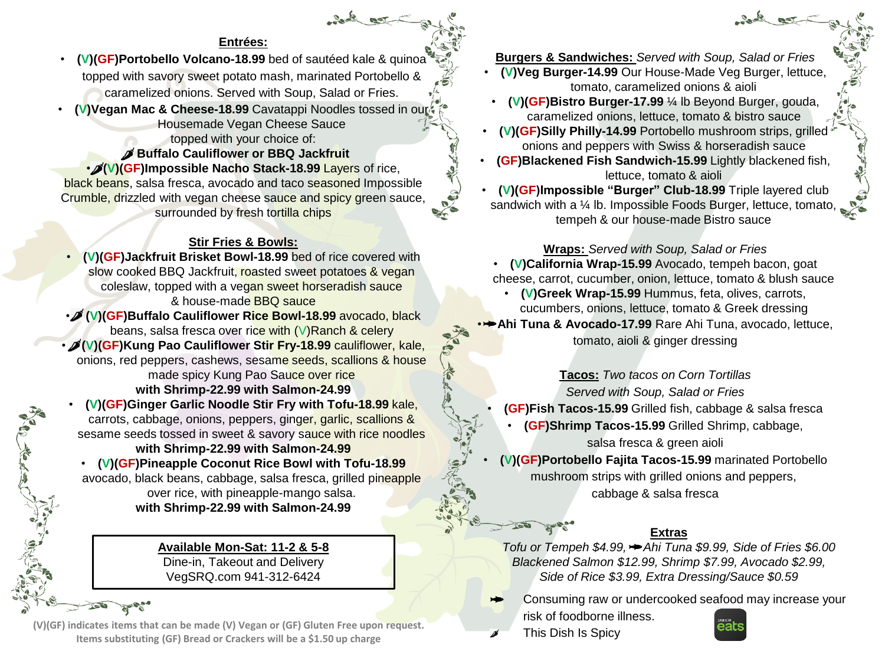## Entrées:

- (V)(GF)**Portobello Volcano-18.99** bed of sautéed kale & quinoa topped with savory sweet potato mash, marinated Portobello & caramelized onions. Served with Soup, Salad or Fries.
- (V)**Vegan Mac & Cheese-18.99** Cavatappi Noodles tossed in our Housemade Vegan Cheese Sauce topped with your choice of:
  **Buffalo Cauliflower or BBQ Jackfruit**
- (V)(GF)**Impossible Nacho Stack-18.99** Layers of rice, black beans, salsa fresca, avocado and taco seasoned Impossible Crumble, drizzled with vegan cheese sauce and spicy green sauce, surrounded by fresh tortilla chips

## Stir Fries & Bowls:

- (V)(GF)**Jackfruit Brisket Bowl-18.99** bed of rice covered with slow cooked BBQ Jackfruit, roasted sweet potatoes & vegan coleslaw, topped with a vegan sweet horseradish sauce & house-made BBQ sauce
- (V)(GF)**Buffalo Cauliflower Rice Bowl-18.99** avocado, black beans, salsa fresca over rice with (V)Ranch & celery
- (V)(GF)**Kung Pao Cauliflower Stir Fry-18.99** cauliflower, kale, onions, red peppers, cashews, sesame seeds, scallions & house made spicy Kung Pao Sauce over rice
  **with Shrimp-22.99 with Salmon-24.99**
- (V)(GF)**Ginger Garlic Noodle Stir Fry with Tofu-18.99** kale, carrots, cabbage, onions, peppers, ginger, garlic, scallions & sesame seeds tossed in sweet & savory sauce with rice noodles
  **with Shrimp-22.99 with Salmon-24.99**
- (V)(GF)**Pineapple Coconut Rice Bowl with Tofu-18.99** avocado, black beans, cabbage, salsa fresca, grilled pineapple over rice, with pineapple-mango salsa.
  **with Shrimp-22.99 with Salmon-24.99**

**Available Mon-Sat: 11-2 & 5-8**
Dine-in, Takeout and Delivery
VegSRQ.com 941-312-6424

(V)(GF) indicates items that can be made (V) Vegan or (GF) Gluten Free upon request. Items substituting (GF) Bread or Crackers will be a $1.50 up charge

## Burgers & Sandwiches: *Served with Soup, Salad or Fries*

- (V)**Veg Burger-14.99** Our House-Made Veg Burger, lettuce, tomato, caramelized onions & aioli
- (V)(GF)**Bistro Burger-17.99** ¼ lb Beyond Burger, gouda, caramelized onions, lettuce, tomato & bistro sauce
- (V)(GF)**Silly Philly-14.99** Portobello mushroom strips, grilled onions and peppers with Swiss & horseradish sauce
- (GF)**Blackened Fish Sandwich-15.99** Lightly blackened fish, lettuce, tomato & aioli
- (V)(GF)**Impossible "Burger" Club-18.99** Triple layered club sandwich with a ¼ lb. Impossible Foods Burger, lettuce, tomato, tempeh & our house-made Bistro sauce

## Wraps: *Served with Soup, Salad or Fries*

- (V)**California Wrap-15.99** Avocado, tempeh bacon, goat cheese, carrot, cucumber, onion, lettuce, tomato & blush sauce
- (V)**Greek Wrap-15.99** Hummus, feta, olives, carrots, cucumbers, onions, lettuce, tomato & Greek dressing
- **Ahi Tuna & Avocado-17.99** Rare Ahi Tuna, avocado, lettuce, tomato, aioli & ginger dressing

## Tacos: *Two tacos on Corn Tortillas*

*Served with Soup, Salad or Fries*

- (GF)**Fish Tacos-15.99** Grilled fish, cabbage & salsa fresca
- (GF)**Shrimp Tacos-15.99** Grilled Shrimp, cabbage, salsa fresca & green aioli
- (V)(GF)**Portobello Fajita Tacos-15.99** marinated Portobello mushroom strips with grilled onions and peppers, cabbage & salsa fresca

## Extras

*Tofu or Tempeh $4.99, Ahi Tuna $9.99, Side of Fries $6.00*
*Blackened Salmon $12.99, Shrimp $7.99, Avocado $2.99,*
*Side of Rice $3.99, Extra Dressing/Sauce $0.59*

Consuming raw or undercooked seafood may increase your risk of foodborne illness.

This Dish Is Spicy

eats